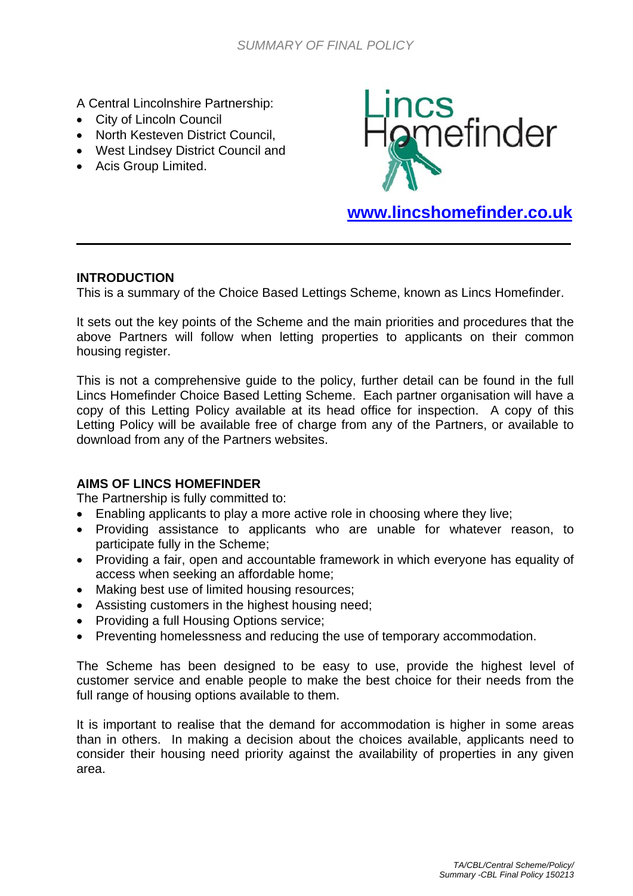SUMMARY OF FINAL POLICY

A Central Lincolnshire Partnership:

- City of Lincoln Council
- North Kesteven District Council,
- West Lindsey District Council and
- Acis Group Limited.

Lincs Homefinder

**www.lincshomefinder.co.uk**

---

## INTRODUCTION

This is a summary of the Choice Based Lettings Scheme, known as Lincs Homefinder.

It sets out the key points of the Scheme and the main priorities and procedures that the above Partners will follow when letting properties to applicants on their common housing register.

This is not a comprehensive guide to the policy, further detail can be found in the full Lincs Homefinder Choice Based Letting Scheme. Each partner organisation will have a copy of this Letting Policy available at its head office for inspection. A copy of this Letting Policy will be available free of charge from any of the Partners, or available to download from any of the Partners websites.

## AIMS OF LINCS HOMEFINDER

The Partnership is fully committed to:

- Enabling applicants to play a more active role in choosing where they live;
- Providing assistance to applicants who are unable for whatever reason, to participate fully in the Scheme;
- Providing a fair, open and accountable framework in which everyone has equality of access when seeking an affordable home;
- Making best use of limited housing resources;
- Assisting customers in the highest housing need;
- Providing a full Housing Options service;
- Preventing homelessness and reducing the use of temporary accommodation.

The Scheme has been designed to be easy to use, provide the highest level of customer service and enable people to make the best choice for their needs from the full range of housing options available to them.

It is important to realise that the demand for accommodation is higher in some areas than in others. In making a decision about the choices available, applicants need to consider their housing need priority against the availability of properties in any given area.

*TA/CBL/Central Scheme/Policy/ Summary -CBL Final Policy 150213*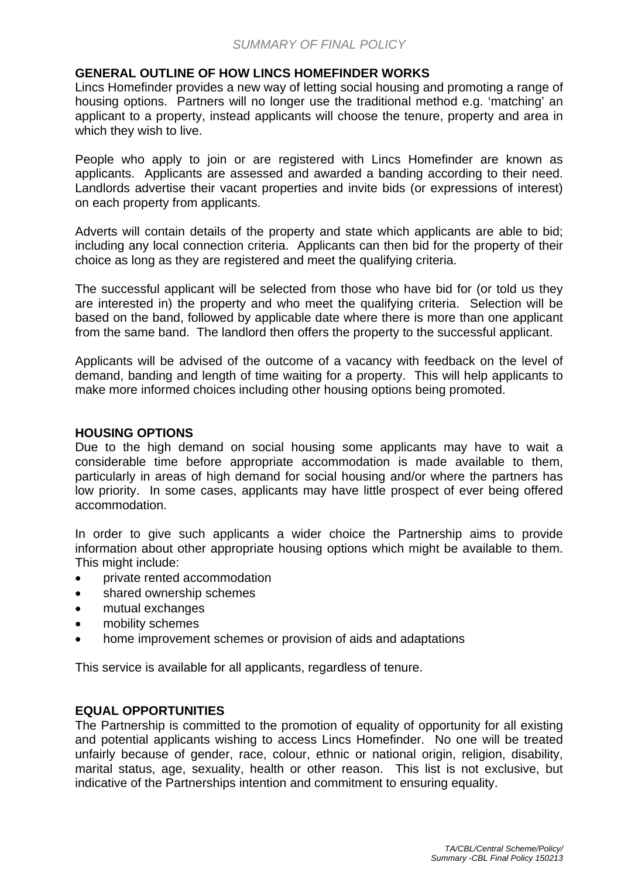## GENERAL OUTLINE OF HOW LINCS HOMEFINDER WORKS

Lincs Homefinder provides a new way of letting social housing and promoting a range of housing options. Partners will no longer use the traditional method e.g. 'matching' an applicant to a property, instead applicants will choose the tenure, property and area in which they wish to live.

People who apply to join or are registered with Lincs Homefinder are known as applicants. Applicants are assessed and awarded a banding according to their need. Landlords advertise their vacant properties and invite bids (or expressions of interest) on each property from applicants.

Adverts will contain details of the property and state which applicants are able to bid; including any local connection criteria. Applicants can then bid for the property of their choice as long as they are registered and meet the qualifying criteria.

The successful applicant will be selected from those who have bid for (or told us they are interested in) the property and who meet the qualifying criteria. Selection will be based on the band, followed by applicable date where there is more than one applicant from the same band. The landlord then offers the property to the successful applicant.

Applicants will be advised of the outcome of a vacancy with feedback on the level of demand, banding and length of time waiting for a property. This will help applicants to make more informed choices including other housing options being promoted.

## HOUSING OPTIONS

Due to the high demand on social housing some applicants may have to wait a considerable time before appropriate accommodation is made available to them, particularly in areas of high demand for social housing and/or where the partners has low priority. In some cases, applicants may have little prospect of ever being offered accommodation.

In order to give such applicants a wider choice the Partnership aims to provide information about other appropriate housing options which might be available to them. This might include:

- private rented accommodation
- shared ownership schemes
- mutual exchanges
- mobility schemes
- home improvement schemes or provision of aids and adaptations

This service is available for all applicants, regardless of tenure.

## EQUAL OPPORTUNITIES

The Partnership is committed to the promotion of equality of opportunity for all existing and potential applicants wishing to access Lincs Homefinder. No one will be treated unfairly because of gender, race, colour, ethnic or national origin, religion, disability, marital status, age, sexuality, health or other reason. This list is not exclusive, but indicative of the Partnerships intention and commitment to ensuring equality.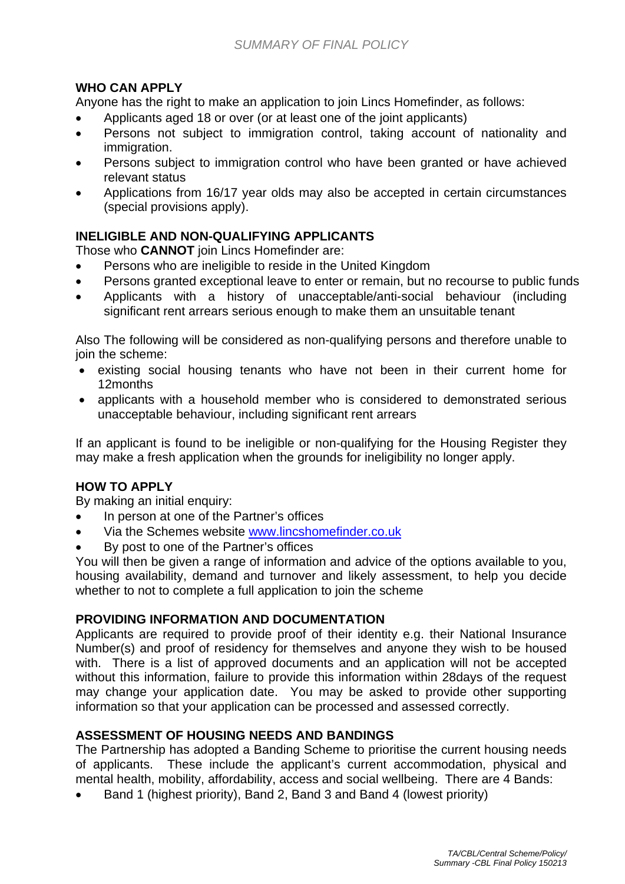*SUMMARY OF FINAL POLICY*

## WHO CAN APPLY

Anyone has the right to make an application to join Lincs Homefinder, as follows:

- Applicants aged 18 or over (or at least one of the joint applicants)
- Persons not subject to immigration control, taking account of nationality and immigration.
- Persons subject to immigration control who have been granted or have achieved relevant status
- Applications from 16/17 year olds may also be accepted in certain circumstances (special provisions apply).

## INELIGIBLE AND NON-QUALIFYING APPLICANTS

Those who **CANNOT** join Lincs Homefinder are:

- Persons who are ineligible to reside in the United Kingdom
- Persons granted exceptional leave to enter or remain, but no recourse to public funds
- Applicants with a history of unacceptable/anti-social behaviour (including significant rent arrears serious enough to make them an unsuitable tenant

Also The following will be considered as non-qualifying persons and therefore unable to join the scheme:

- existing social housing tenants who have not been in their current home for 12months
- applicants with a household member who is considered to demonstrated serious unacceptable behaviour, including significant rent arrears

If an applicant is found to be ineligible or non-qualifying for the Housing Register they may make a fresh application when the grounds for ineligibility no longer apply.

## HOW TO APPLY

By making an initial enquiry:

- In person at one of the Partner's offices
- Via the Schemes website [www.lincshomefinder.co.uk](http://www.lincshomefinder.co.uk)
- By post to one of the Partner's offices

You will then be given a range of information and advice of the options available to you, housing availability, demand and turnover and likely assessment, to help you decide whether to not to complete a full application to join the scheme

## PROVIDING INFORMATION AND DOCUMENTATION

Applicants are required to provide proof of their identity e.g. their National Insurance Number(s) and proof of residency for themselves and anyone they wish to be housed with. There is a list of approved documents and an application will not be accepted without this information, failure to provide this information within 28days of the request may change your application date. You may be asked to provide other supporting information so that your application can be processed and assessed correctly.

## ASSESSMENT OF HOUSING NEEDS AND BANDINGS

The Partnership has adopted a Banding Scheme to prioritise the current housing needs of applicants. These include the applicant's current accommodation, physical and mental health, mobility, affordability, access and social wellbeing. There are 4 Bands:

- Band 1 (highest priority), Band 2, Band 3 and Band 4 (lowest priority)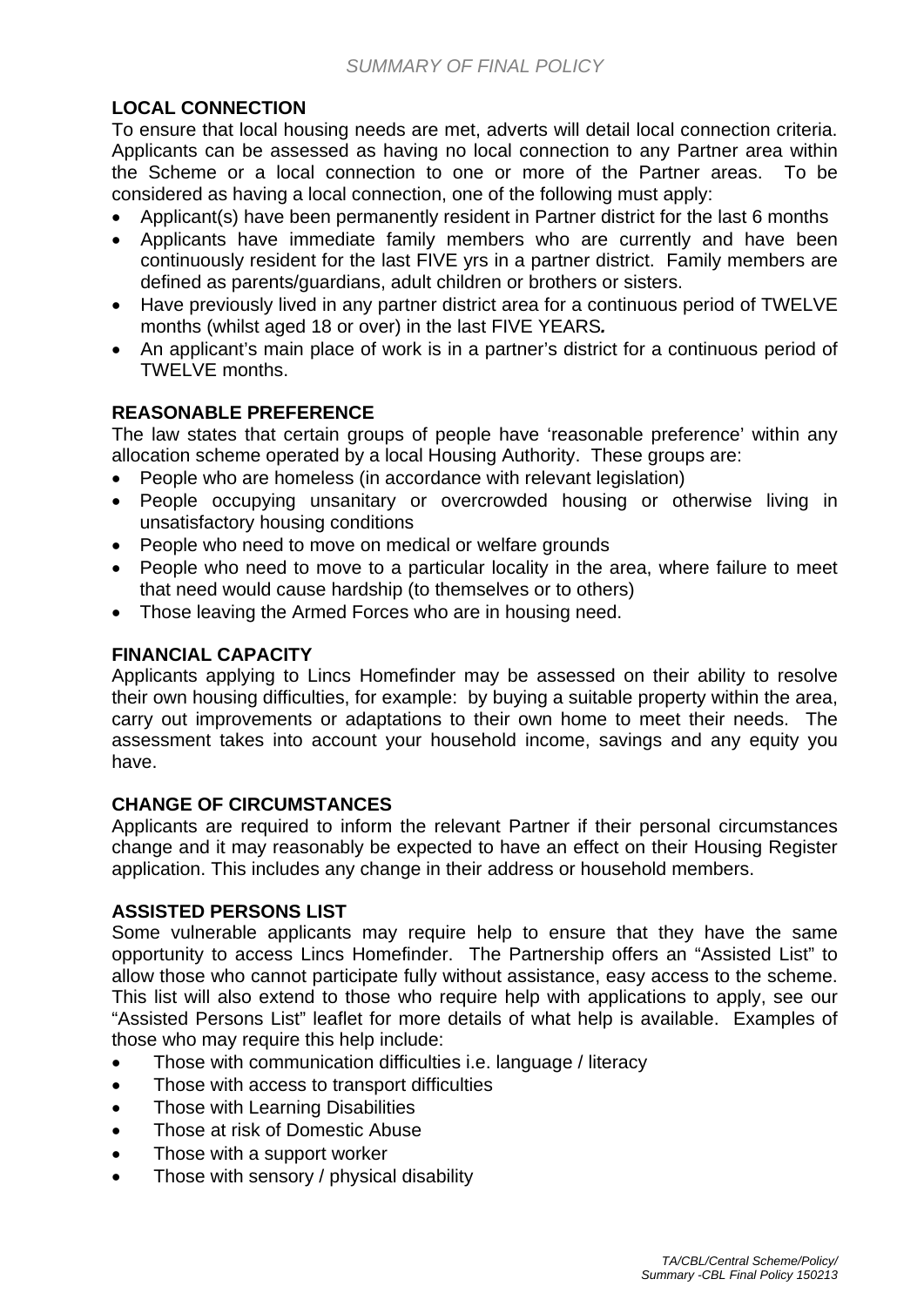## LOCAL CONNECTION

To ensure that local housing needs are met, adverts will detail local connection criteria. Applicants can be assessed as having no local connection to any Partner area within the Scheme or a local connection to one or more of the Partner areas. To be considered as having a local connection, one of the following must apply:

- Applicant(s) have been permanently resident in Partner district for the last 6 months
- Applicants have immediate family members who are currently and have been continuously resident for the last FIVE yrs in a partner district. Family members are defined as parents/guardians, adult children or brothers or sisters.
- Have previously lived in any partner district area for a continuous period of TWELVE months (whilst aged 18 or over) in the last FIVE YEARS*.*
- An applicant's main place of work is in a partner's district for a continuous period of TWELVE months.

## REASONABLE PREFERENCE

The law states that certain groups of people have 'reasonable preference' within any allocation scheme operated by a local Housing Authority. These groups are:

- People who are homeless (in accordance with relevant legislation)
- People occupying unsanitary or overcrowded housing or otherwise living in unsatisfactory housing conditions
- People who need to move on medical or welfare grounds
- People who need to move to a particular locality in the area, where failure to meet that need would cause hardship (to themselves or to others)
- Those leaving the Armed Forces who are in housing need.

## FINANCIAL CAPACITY

Applicants applying to Lincs Homefinder may be assessed on their ability to resolve their own housing difficulties, for example: by buying a suitable property within the area, carry out improvements or adaptations to their own home to meet their needs. The assessment takes into account your household income, savings and any equity you have.

## CHANGE OF CIRCUMSTANCES

Applicants are required to inform the relevant Partner if their personal circumstances change and it may reasonably be expected to have an effect on their Housing Register application. This includes any change in their address or household members.

## ASSISTED PERSONS LIST

Some vulnerable applicants may require help to ensure that they have the same opportunity to access Lincs Homefinder. The Partnership offers an "Assisted List" to allow those who cannot participate fully without assistance, easy access to the scheme. This list will also extend to those who require help with applications to apply, see our "Assisted Persons List" leaflet for more details of what help is available. Examples of those who may require this help include:

- Those with communication difficulties i.e. language / literacy
- Those with access to transport difficulties
- Those with Learning Disabilities
- Those at risk of Domestic Abuse
- Those with a support worker
- Those with sensory / physical disability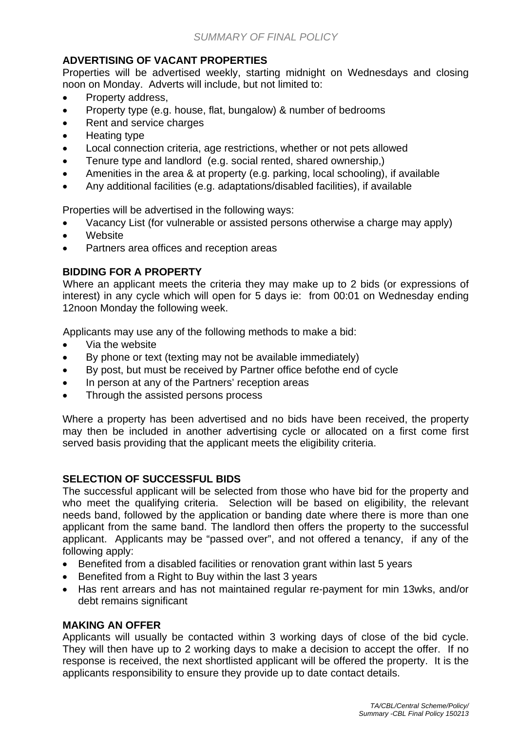*SUMMARY OF FINAL POLICY*

**ADVERTISING OF VACANT PROPERTIES**

Properties will be advertised weekly, starting midnight on Wednesdays and closing noon on Monday. Adverts will include, but not limited to:

- Property address,
- Property type (e.g. house, flat, bungalow) & number of bedrooms
- Rent and service charges
- Heating type
- Local connection criteria, age restrictions, whether or not pets allowed
- Tenure type and landlord (e.g. social rented, shared ownership,)
- Amenities in the area & at property (e.g. parking, local schooling), if available
- Any additional facilities (e.g. adaptations/disabled facilities), if available

Properties will be advertised in the following ways:

- Vacancy List (for vulnerable or assisted persons otherwise a charge may apply)
- Website
- Partners area offices and reception areas

**BIDDING FOR A PROPERTY**

Where an applicant meets the criteria they may make up to 2 bids (or expressions of interest) in any cycle which will open for 5 days ie: from 00:01 on Wednesday ending 12noon Monday the following week.

Applicants may use any of the following methods to make a bid:

- Via the website
- By phone or text (texting may not be available immediately)
- By post, but must be received by Partner office befothe end of cycle
- In person at any of the Partners' reception areas
- Through the assisted persons process

Where a property has been advertised and no bids have been received, the property may then be included in another advertising cycle or allocated on a first come first served basis providing that the applicant meets the eligibility criteria.

**SELECTION OF SUCCESSFUL BIDS**

The successful applicant will be selected from those who have bid for the property and who meet the qualifying criteria. Selection will be based on eligibility, the relevant needs band, followed by the application or banding date where there is more than one applicant from the same band. The landlord then offers the property to the successful applicant. Applicants may be "passed over", and not offered a tenancy, if any of the following apply:

- Benefited from a disabled facilities or renovation grant within last 5 years
- Benefited from a Right to Buy within the last 3 years
- Has rent arrears and has not maintained regular re-payment for min 13wks, and/or debt remains significant

**MAKING AN OFFER**

Applicants will usually be contacted within 3 working days of close of the bid cycle. They will then have up to 2 working days to make a decision to accept the offer. If no response is received, the next shortlisted applicant will be offered the property. It is the applicants responsibility to ensure they provide up to date contact details.

*TA/CBL/Central Scheme/Policy/ Summary -CBL Final Policy 150213*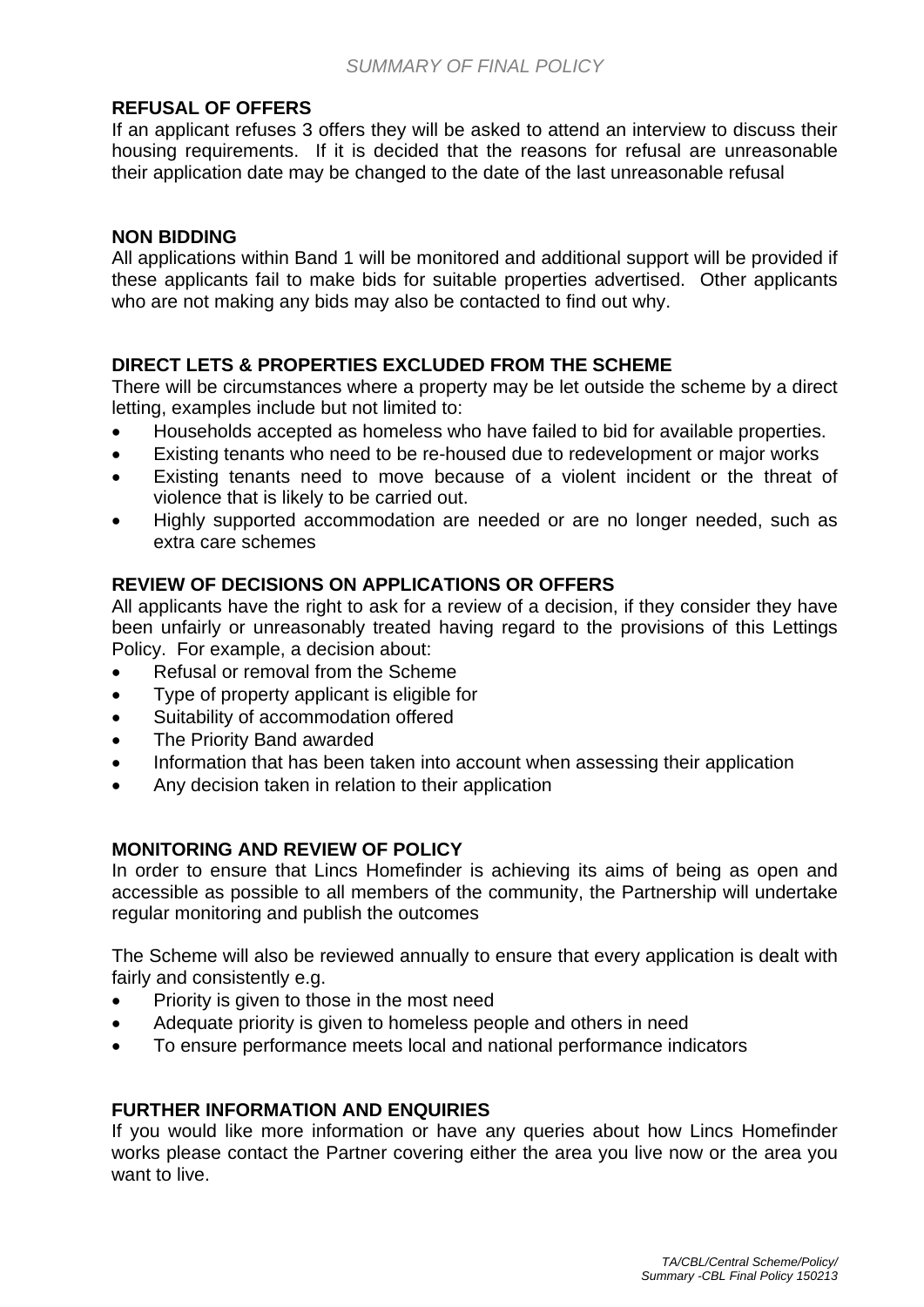## REFUSAL OF OFFERS

If an applicant refuses 3 offers they will be asked to attend an interview to discuss their housing requirements. If it is decided that the reasons for refusal are unreasonable their application date may be changed to the date of the last unreasonable refusal

## NON BIDDING

All applications within Band 1 will be monitored and additional support will be provided if these applicants fail to make bids for suitable properties advertised. Other applicants who are not making any bids may also be contacted to find out why.

## DIRECT LETS & PROPERTIES EXCLUDED FROM THE SCHEME

There will be circumstances where a property may be let outside the scheme by a direct letting, examples include but not limited to:

- Households accepted as homeless who have failed to bid for available properties.
- Existing tenants who need to be re-housed due to redevelopment or major works
- Existing tenants need to move because of a violent incident or the threat of violence that is likely to be carried out.
- Highly supported accommodation are needed or are no longer needed, such as extra care schemes

## REVIEW OF DECISIONS ON APPLICATIONS OR OFFERS

All applicants have the right to ask for a review of a decision, if they consider they have been unfairly or unreasonably treated having regard to the provisions of this Lettings Policy. For example, a decision about:

- Refusal or removal from the Scheme
- Type of property applicant is eligible for
- Suitability of accommodation offered
- The Priority Band awarded
- Information that has been taken into account when assessing their application
- Any decision taken in relation to their application

## MONITORING AND REVIEW OF POLICY

In order to ensure that Lincs Homefinder is achieving its aims of being as open and accessible as possible to all members of the community, the Partnership will undertake regular monitoring and publish the outcomes

The Scheme will also be reviewed annually to ensure that every application is dealt with fairly and consistently e.g.

- Priority is given to those in the most need
- Adequate priority is given to homeless people and others in need
- To ensure performance meets local and national performance indicators

## FURTHER INFORMATION AND ENQUIRIES

If you would like more information or have any queries about how Lincs Homefinder works please contact the Partner covering either the area you live now or the area you want to live.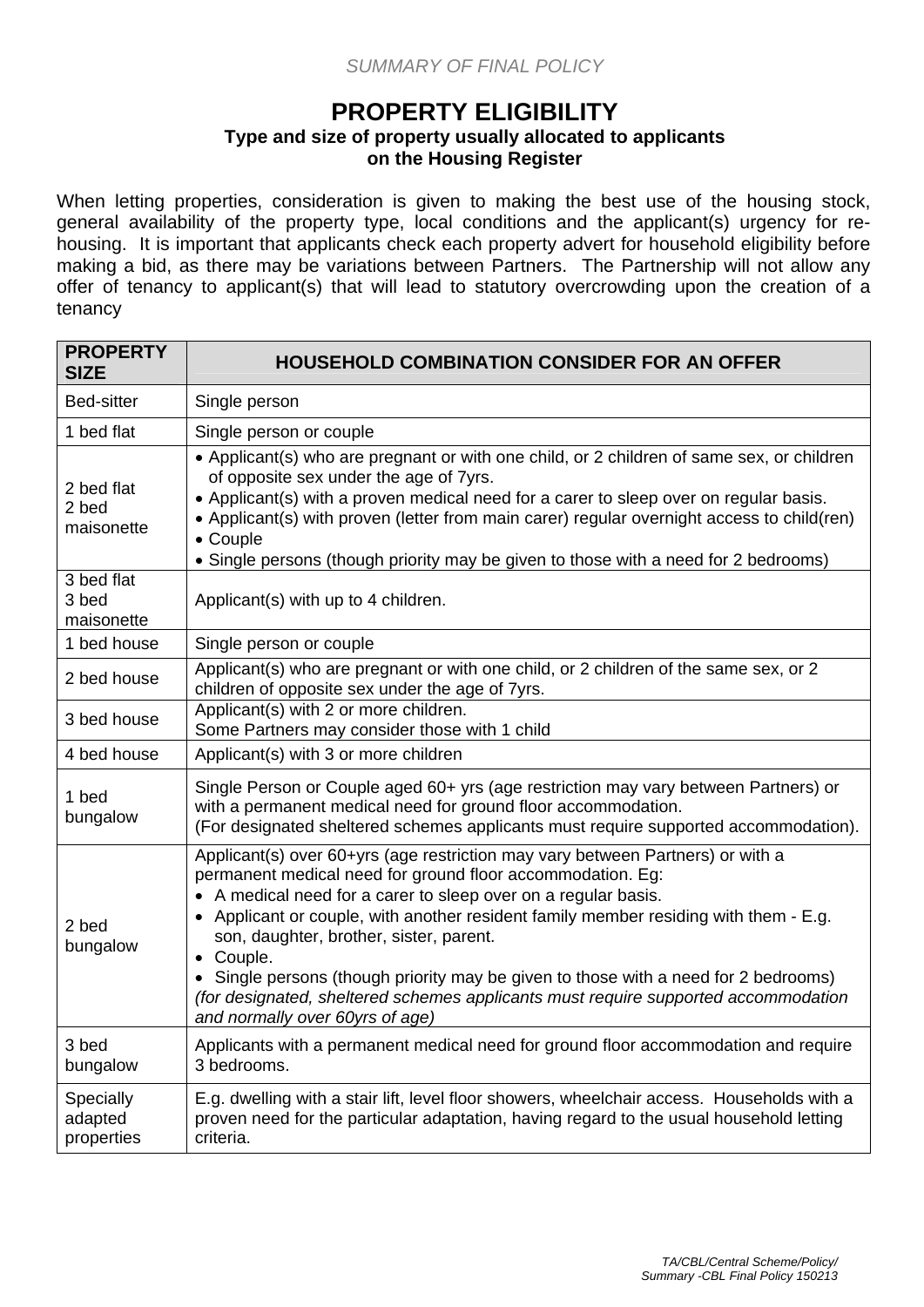*SUMMARY OF FINAL POLICY*

# PROPERTY ELIGIBILITY

### Type and size of property usually allocated to applicants on the Housing Register

When letting properties, consideration is given to making the best use of the housing stock, general availability of the property type, local conditions and the applicant(s) urgency for re-housing. It is important that applicants check each property advert for household eligibility before making a bid, as there may be variations between Partners. The Partnership will not allow any offer of tenancy to applicant(s) that will lead to statutory overcrowding upon the creation of a tenancy

| PROPERTY SIZE | HOUSEHOLD COMBINATION CONSIDER FOR AN OFFER |
|---|---|
| Bed-sitter | Single person |
| 1 bed flat | Single person or couple |
| 2 bed flat<br>2 bed maisonette | • Applicant(s) who are pregnant or with one child, or 2 children of same sex, or children of opposite sex under the age of 7yrs.<br>• Applicant(s) with a proven medical need for a carer to sleep over on regular basis.<br>• Applicant(s) with proven (letter from main carer) regular overnight access to child(ren)<br>• Couple<br>• Single persons (though priority may be given to those with a need for 2 bedrooms) |
| 3 bed flat<br>3 bed maisonette | Applicant(s) with up to 4 children. |
| 1 bed house | Single person or couple |
| 2 bed house | Applicant(s) who are pregnant or with one child, or 2 children of the same sex, or 2 children of opposite sex under the age of 7yrs. |
| 3 bed house | Applicant(s) with 2 or more children.<br>Some Partners may consider those with 1 child |
| 4 bed house | Applicant(s) with 3 or more children |
| 1 bed bungalow | Single Person or Couple aged 60+ yrs (age restriction may vary between Partners) or with a permanent medical need for ground floor accommodation.<br>(For designated sheltered schemes applicants must require supported accommodation). |
| 2 bed bungalow | Applicant(s) over 60+yrs (age restriction may vary between Partners) or with a permanent medical need for ground floor accommodation. Eg:<br>• A medical need for a carer to sleep over on a regular basis.<br>• Applicant or couple, with another resident family member residing with them - E.g. son, daughter, brother, sister, parent.<br>• Couple.<br>• Single persons (though priority may be given to those with a need for 2 bedrooms)<br>*(for designated, sheltered schemes applicants must require supported accommodation and normally over 60yrs of age)* |
| 3 bed bungalow | Applicants with a permanent medical need for ground floor accommodation and require 3 bedrooms. |
| Specially adapted properties | E.g. dwelling with a stair lift, level floor showers, wheelchair access. Households with a proven need for the particular adaptation, having regard to the usual household letting criteria. |

*TA/CBL/Central Scheme/Policy/ Summary -CBL Final Policy 150213*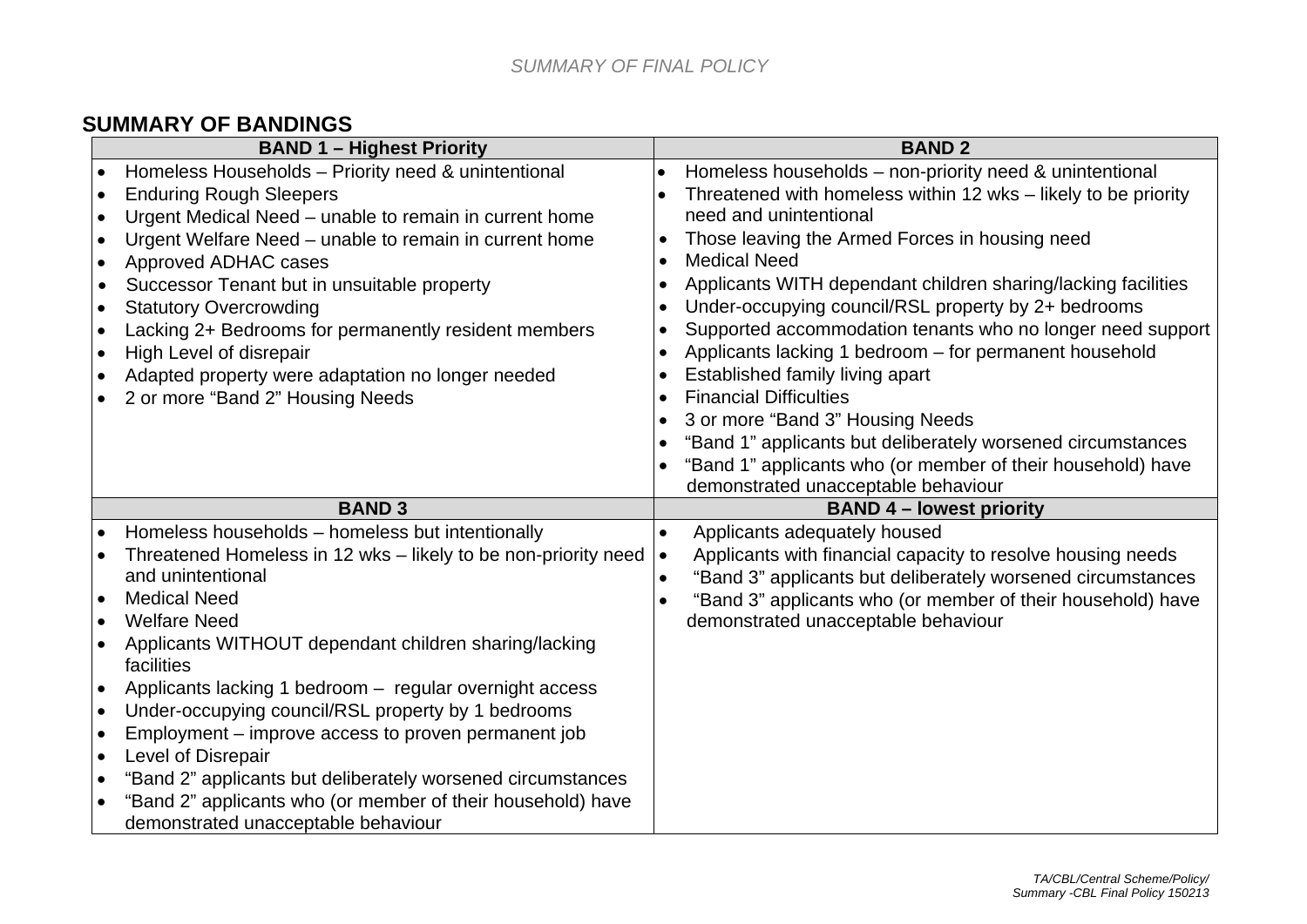## SUMMARY OF BANDINGS

| BAND 1 – Highest Priority | BAND 2 |
|---|---|
| • Homeless Households – Priority need & unintentional<br>• Enduring Rough Sleepers<br>• Urgent Medical Need – unable to remain in current home<br>• Urgent Welfare Need – unable to remain in current home<br>• Approved ADHAC cases<br>• Successor Tenant but in unsuitable property<br>• Statutory Overcrowding<br>• Lacking 2+ Bedrooms for permanently resident members<br>• High Level of disrepair<br>• Adapted property were adaptation no longer needed<br>• 2 or more "Band 2" Housing Needs | • Homeless households – non-priority need & unintentional<br>• Threatened with homeless within 12 wks – likely to be priority need and unintentional<br>• Those leaving the Armed Forces in housing need<br>• Medical Need<br>• Applicants WITH dependant children sharing/lacking facilities<br>• Under-occupying council/RSL property by 2+ bedrooms<br>• Supported accommodation tenants who no longer need support<br>• Applicants lacking 1 bedroom – for permanent household<br>• Established family living apart<br>• Financial Difficulties<br>• 3 or more "Band 3" Housing Needs<br>• "Band 1" applicants but deliberately worsened circumstances<br>• "Band 1" applicants who (or member of their household) have demonstrated unacceptable behaviour |
| **BAND 3** | **BAND 4 – lowest priority** |
| • Homeless households – homeless but intentionally<br>• Threatened Homeless in 12 wks – likely to be non-priority need and unintentional<br>• Medical Need<br>• Welfare Need<br>• Applicants WITHOUT dependant children sharing/lacking facilities<br>• Applicants lacking 1 bedroom – regular overnight access<br>• Under-occupying council/RSL property by 1 bedrooms<br>• Employment – improve access to proven permanent job<br>• Level of Disrepair<br>• "Band 2" applicants but deliberately worsened circumstances<br>• "Band 2" applicants who (or member of their household) have demonstrated unacceptable behaviour | • Applicants adequately housed<br>• Applicants with financial capacity to resolve housing needs<br>• "Band 3" applicants but deliberately worsened circumstances<br>• "Band 3" applicants who (or member of their household) have demonstrated unacceptable behaviour |